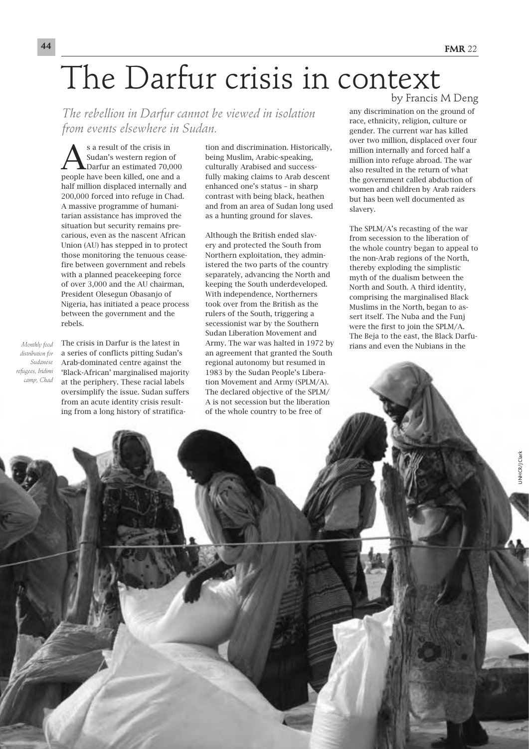# The Darfur crisis in context

by Francis M Deng

*The rebellion in Darfur cannot be viewed in isolation from events elsewhere in Sudan.*

As a result of the crisis in Sudan's western region of Darfur an estimated 70,000 people have been killed, one and a half million displaced internally and 200,000 forced into refuge in Chad. A massive programme of humanitarian assistance has improved the situation but security remains precarious, even as the nascent African Union (AU) has stepped in to protect those monitoring the tenuous ceasefire between government and rebels with a planned peacekeeping force of over 3,000 and the AU chairman, President Olesegun Obasanjo of Nigeria, has initiated a peace process between the government and the rebels.

The crisis in Darfur is the latest in a series of conflicts pitting Sudan's Arab-dominated centre against the 'Black-African' marginalised majority at the periphery. These racial labels oversimplify the issue. Sudan suffers from an acute identity crisis resulting from a long history of stratification and discrimination. Historically, being Muslim, Arabic-speaking, culturally Arabised and successfully making claims to Arab descent enhanced one's status – in sharp contrast with being black, heathen and from an area of Sudan long used as a hunting ground for slaves.

Although the British ended slavery and protected the South from Northern exploitation, they administered the two parts of the country separately, advancing the North and keeping the South underdeveloped. With independence, Northerners took over from the British as the rulers of the South, triggering a secessionist war by the Southern Sudan Liberation Movement and Army. The war was halted in 1972 by an agreement that granted the South regional autonomy but resumed in 1983 by the Sudan People's Liberation Movement and Army (SPLM/A). The declared objective of the SPLM/A is not secession but the liberation of the whole country to be free of any discrimination on the ground of race, ethnicity, religion, culture or gender. The current war has killed over two million, displaced over four million internally and forced half a million into refuge abroad. The war also resulted in the return of what the government called abduction of women and children by Arab raiders but has been well documented as slavery.

The SPLM/A's recasting of the war from secession to the liberation of the whole country began to appeal to the non-Arab regions of the North, thereby exploding the simplistic myth of the dualism between the North and South. A third identity, comprising the marginalised Black Muslims in the North, began to assert itself. The Nuba and the Funj were the first to join the SPLM/A. The Beja to the east, the Black Darfurians and even the Nubians in the

*Monthly food distribution for Sudanese refugees, Iridimi camp, Chad*

UNHCR/J Clark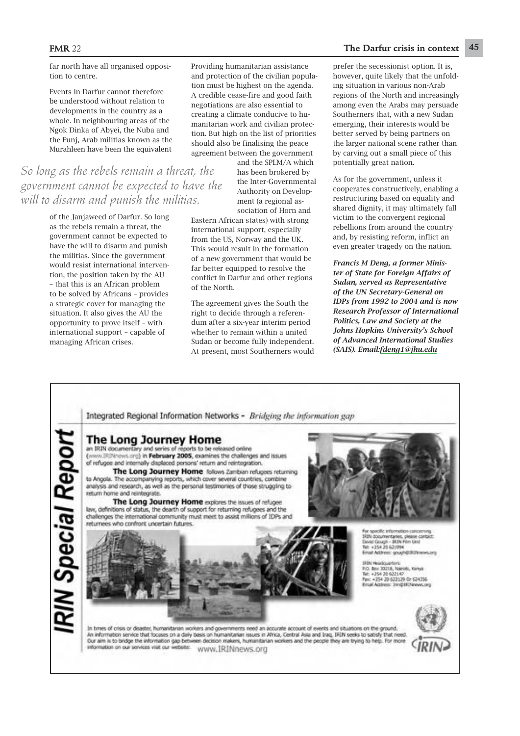far north have all organised opposition to centre.

Events in Darfur cannot therefore be understood without relation to developments in the country as a whole. In neighbouring areas of the Ngok Dinka of Abyei, the Nuba and the Funj, Arab militias known as the Murahleen have been the equivalent of the Janjaweed of Darfur. So long as the rebels remain a threat, the government cannot be expected to have the will to disarm and punish the militias. Since the government would resist international intervention, the position taken by the AU – that this is an African problem to be solved by Africans – provides a strategic cover for managing the situation. It also gives the AU the opportunity to prove itself – with international support – capable of managing African crises.

*So long as the rebels remain a threat, the government cannot be expected to have the will to disarm and punish the militias.*

Providing humanitarian assistance and protection of the civilian population must be highest on the agenda. A credible cease-fire and good faith negotiations are also essential to creating a climate conducive to humanitarian work and civilian protection. But high on the list of priorities should also be finalising the peace agreement between the government and the SPLM/A which has been brokered by the Inter-Governmental Authority on Development (a regional association of Horn and Eastern African states) with strong international support, especially from the US, Norway and the UK. This would result in the formation of a new government that would be far better equipped to resolve the conflict in Darfur and other regions of the North.

The agreement gives the South the right to decide through a referendum after a six-year interim period whether to remain within a united Sudan or become fully independent. At present, most Southerners would prefer the secessionist option. It is, however, quite likely that the unfolding situation in various non-Arab regions of the North and increasingly among even the Arabs may persuade Southerners that, with a new Sudan emerging, their interests would be better served by being partners on the larger national scene rather than by carving out a small piece of this potentially great nation.

As for the government, unless it cooperates constructively, enabling a restructuring based on equality and shared dignity, it may ultimately fall victim to the convergent regional rebellions from around the country and, by resisting reform, inflict an even greater tragedy on the nation.

***Francis M Deng, a former Minister of State for Foreign Affairs of Sudan, served as Representative of the UN Secretary-General on IDPs from 1992 to 2004 and is now Research Professor of International Politics, Law and Society at the Johns Hopkins University's School of Advanced International Studies (SAIS). Email:fdeng1@jhu.edu***

---

**IRIN Special Report**

Integrated Regional Information Networks - *Bridging the information gap*

## The Long Journey Home

an IRIN documentary and series of reports to be released online (www.IRINnews.org) in **February 2005**, examines the challenges and issues of refugee and internally displaced persons' return and reintegration.

**The Long Journey Home** follows Zambian refugees returning to Angola. The accompanying reports, which cover several countries, combine analysis and research, as well as the personal testimonies of those struggling to return home and reintegrate.

**The Long Journey Home** explores the issues of refugee law, definitions of status, the dearth of support for returning refugees and the challenges the international community must meet to assist millions of IDPs and returnees who confront uncertain futures.

For specific information concerning IRIN documentaries, please contact:
David Gough - IRIN Film Unit
Tel: +254 20 621994
Email Address: gough@IRINnews.org

IRIN Headquarters:
P.O. Box 30218, Nairobi, Kenya
Tel: +254 20 622147
Fax: +254 20 622129 Or 624356
Email Address: irin@IRINnews.org

In times of crisis or disaster, humanitarian workers and governments need an accurate account of events and situations on the ground. An information service that focuses on a daily basis on humanitarian issues in Africa, Central Asia and Iraq, IRIN seeks to satisfy that need. Our aim is to bridge the information gap between decision makers, humanitarian workers and the people they are trying to help. For more information on our services visit our website: www.IRINnews.org

IRIN